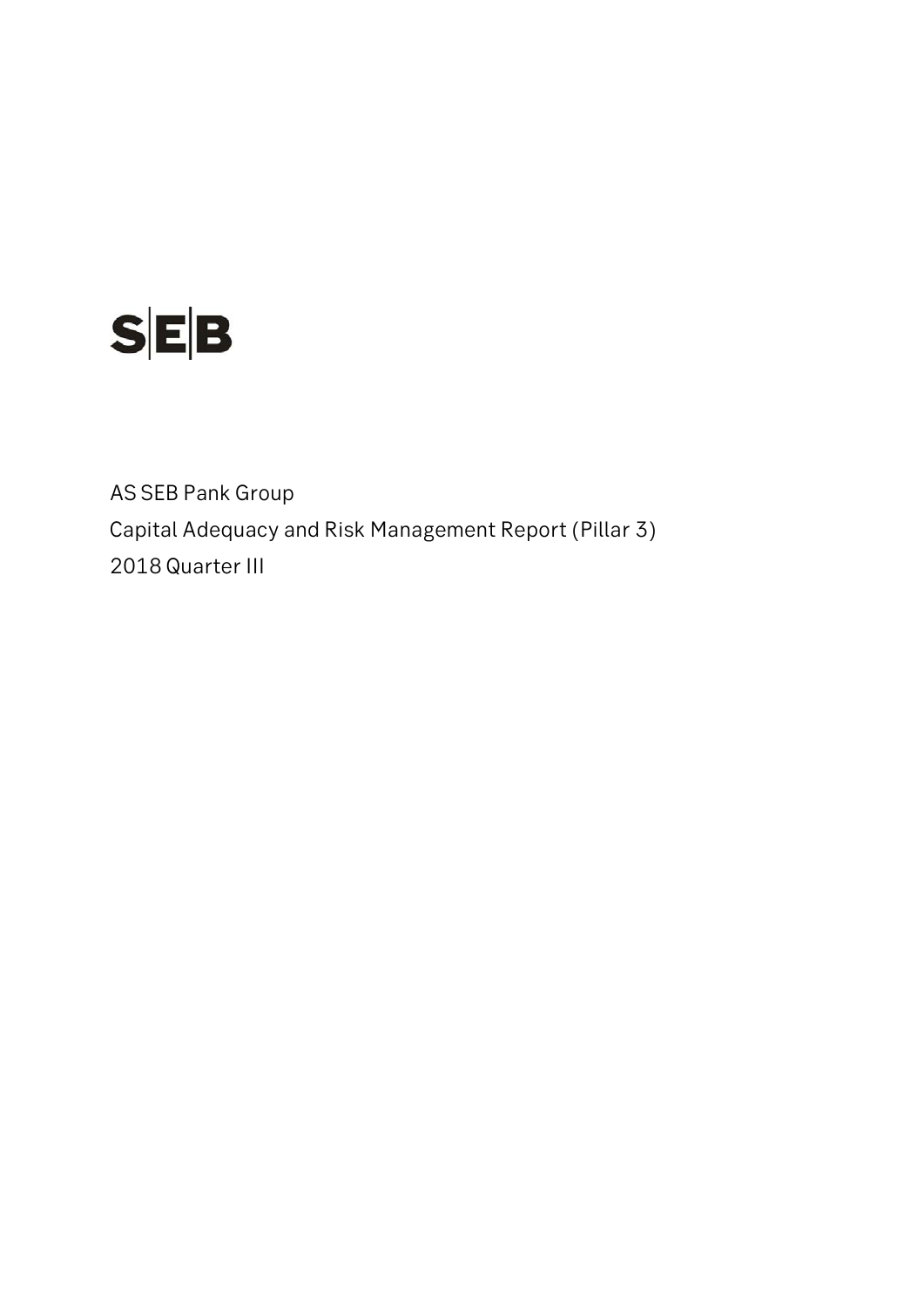SEB

AS SEB Pank Group

Capital Adequacy and Risk Management Report (Pillar 3)

2018 Quarter III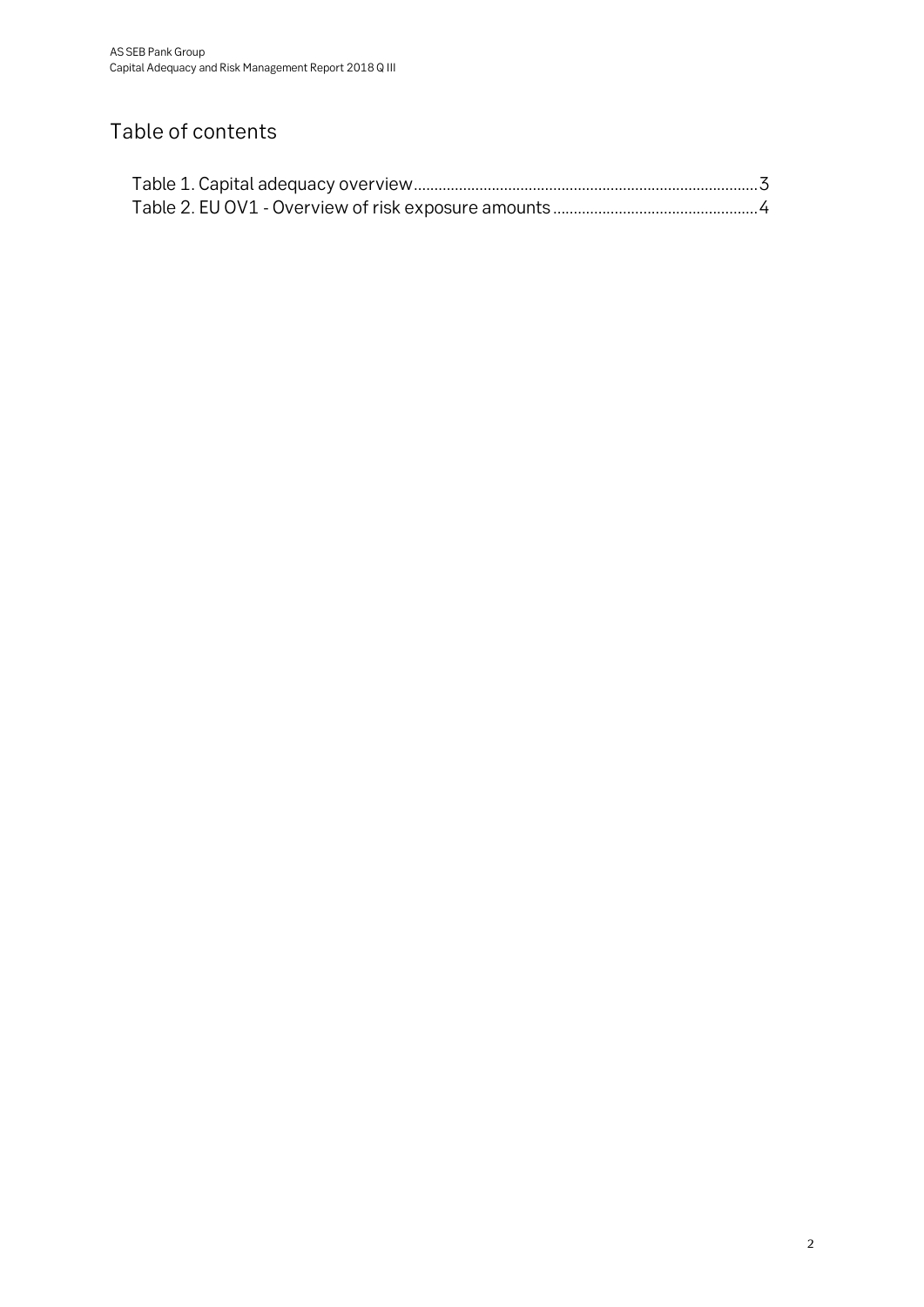# Table of contents

Table 1. Capital adequacy overview....................................................................................3
Table 2. EU OV1 - Overview of risk exposure amounts.................................................4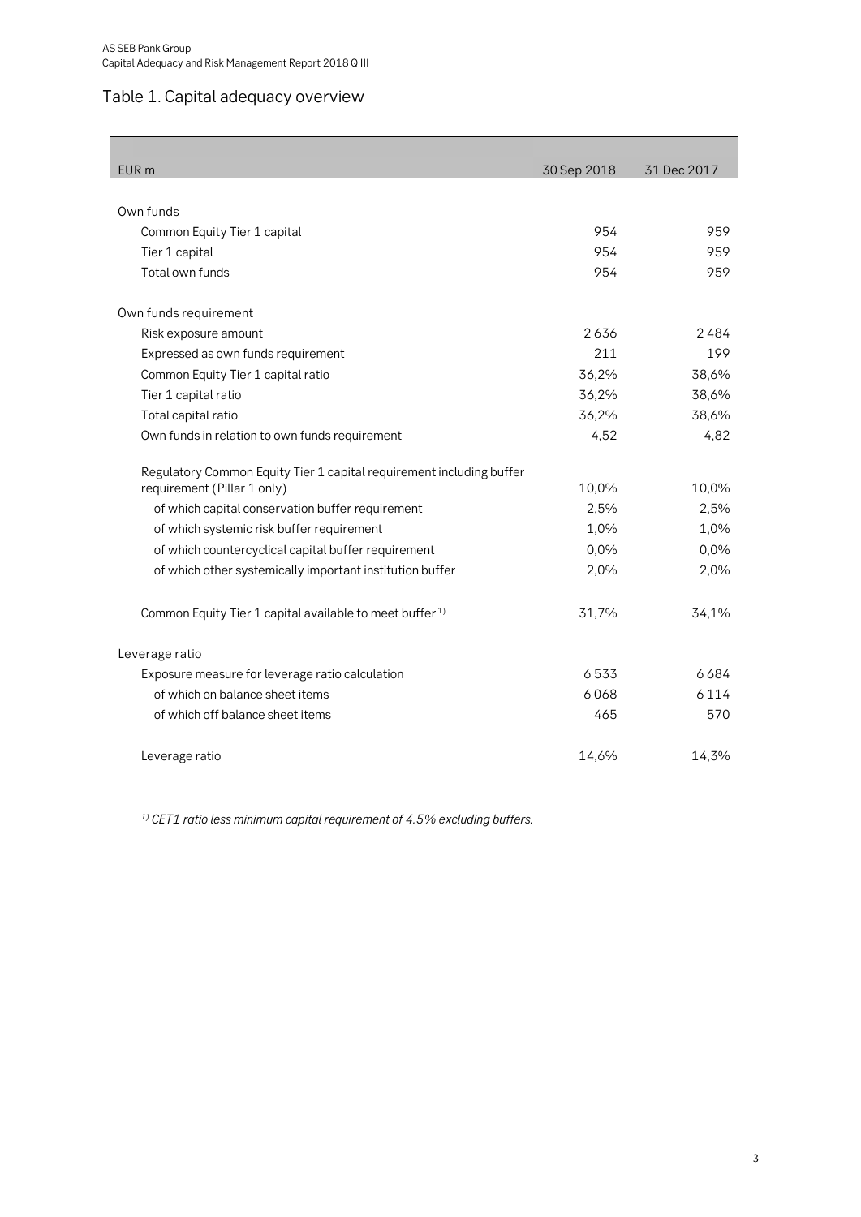## Table 1. Capital adequacy overview

| EUR m | 30 Sep 2018 | 31 Dec 2017 |
|---|---|---|
| Own funds | | |
| Common Equity Tier 1 capital | 954 | 959 |
| Tier 1 capital | 954 | 959 |
| Total own funds | 954 | 959 |
| Own funds requirement | | |
| Risk exposure amount | 2 636 | 2 484 |
| Expressed as own funds requirement | 211 | 199 |
| Common Equity Tier 1 capital ratio | 36,2% | 38,6% |
| Tier 1 capital ratio | 36,2% | 38,6% |
| Total capital ratio | 36,2% | 38,6% |
| Own funds in relation to own funds requirement | 4,52 | 4,82 |
| Regulatory Common Equity Tier 1 capital requirement including buffer requirement (Pillar 1 only) | 10,0% | 10,0% |
| of which capital conservation buffer requirement | 2,5% | 2,5% |
| of which systemic risk buffer requirement | 1,0% | 1,0% |
| of which countercyclical capital buffer requirement | 0,0% | 0,0% |
| of which other systemically important institution buffer | 2,0% | 2,0% |
| Common Equity Tier 1 capital available to meet buffer [1)] | 31,7% | 34,1% |
| Leverage ratio | | |
| Exposure measure for leverage ratio calculation | 6 533 | 6 684 |
| of which on balance sheet items | 6 068 | 6 114 |
| of which off balance sheet items | 465 | 570 |
| Leverage ratio | 14,6% | 14,3% |

*[1)] CET1 ratio less minimum capital requirement of 4.5% excluding buffers.*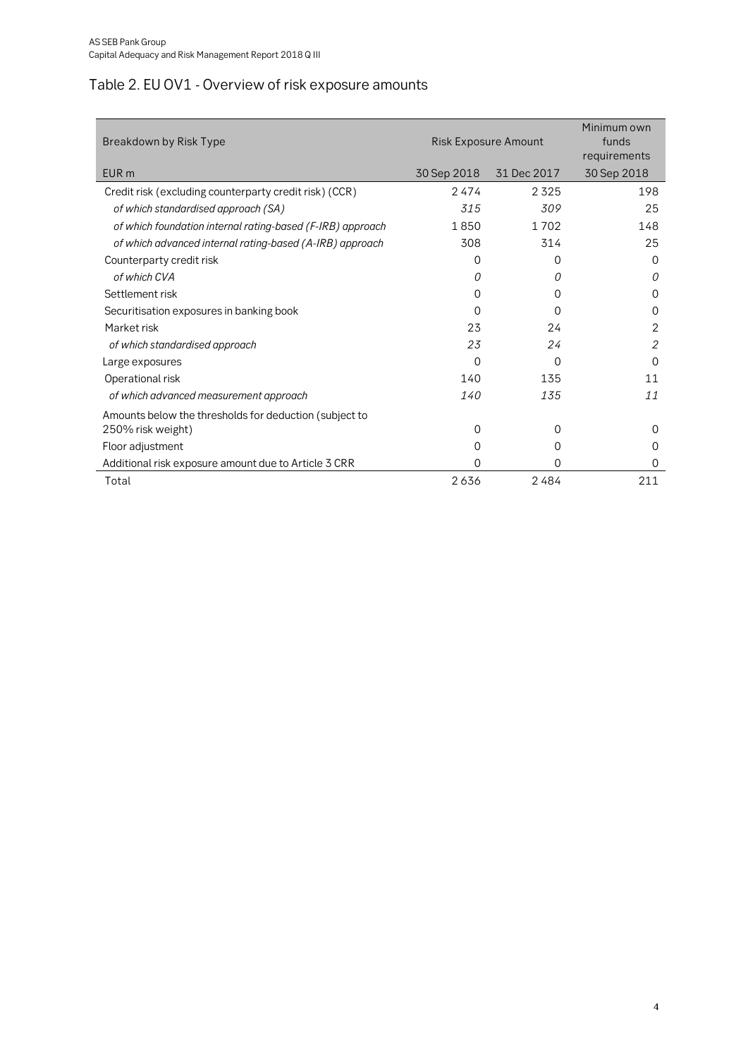## Table 2. EU OV1 - Overview of risk exposure amounts

| Breakdown by Risk Type | Risk Exposure Amount | | Minimum own funds requirements |
|---|---|---|---|
| EUR m | 30 Sep 2018 | 31 Dec 2017 | 30 Sep 2018 |
| Credit risk (excluding counterparty credit risk) (CCR) | 2 474 | 2 325 | 198 |
| *of which standardised approach (SA)* | *315* | *309* | 25 |
| *of which foundation internal rating-based (F-IRB) approach* | 1 850 | 1 702 | 148 |
| *of which advanced internal rating-based (A-IRB) approach* | 308 | 314 | 25 |
| Counterparty credit risk | 0 | 0 | 0 |
| *of which CVA* | *0* | *0* | *0* |
| Settlement risk | 0 | 0 | 0 |
| Securitisation exposures in banking book | 0 | 0 | 0 |
| Market risk | 23 | 24 | 2 |
| *of which standardised approach* | *23* | *24* | *2* |
| Large exposures | 0 | 0 | 0 |
| Operational risk | 140 | 135 | 11 |
| *of which advanced measurement approach* | *140* | *135* | *11* |
| Amounts below the thresholds for deduction (subject to 250% risk weight) | 0 | 0 | 0 |
| Floor adjustment | 0 | 0 | 0 |
| Additional risk exposure amount due to Article 3 CRR | 0 | 0 | 0 |
| Total | 2 636 | 2 484 | 211 |